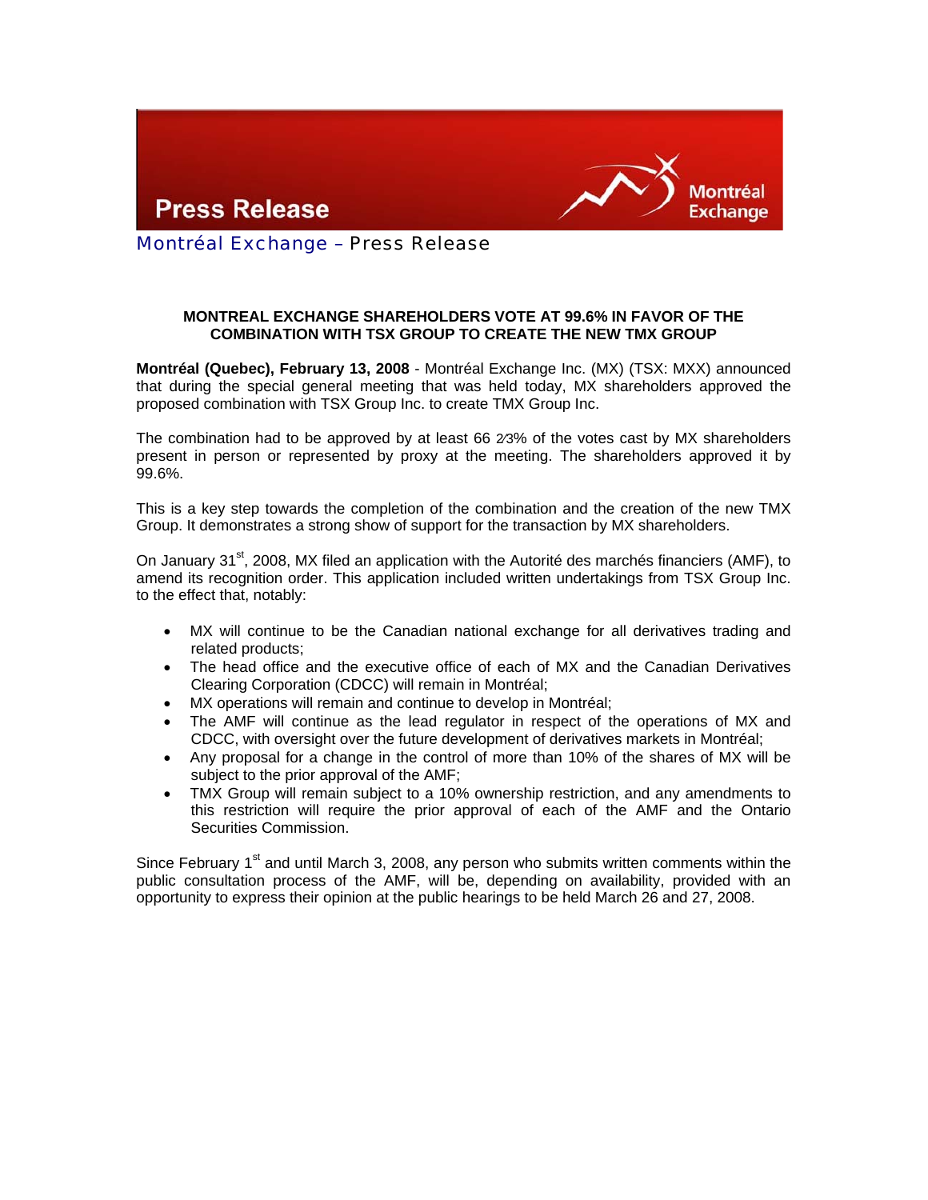**Press Release**

Montréal Exchange – Press Release

## MONTREAL EXCHANGE SHAREHOLDERS VOTE AT 99.6% IN FAVOR OF THE COMBINATION WITH TSX GROUP TO CREATE THE NEW TMX GROUP

**Montréal (Quebec), February 13, 2008** - Montréal Exchange Inc. (MX) (TSX: MXX) announced that during the special general meeting that was held today, MX shareholders approved the proposed combination with TSX Group Inc. to create TMX Group Inc.

The combination had to be approved by at least 66 2⁄3% of the votes cast by MX shareholders present in person or represented by proxy at the meeting. The shareholders approved it by 99.6%.

This is a key step towards the completion of the combination and the creation of the new TMX Group. It demonstrates a strong show of support for the transaction by MX shareholders.

On January 31st, 2008, MX filed an application with the Autorité des marchés financiers (AMF), to amend its recognition order. This application included written undertakings from TSX Group Inc. to the effect that, notably:

- MX will continue to be the Canadian national exchange for all derivatives trading and related products;
- The head office and the executive office of each of MX and the Canadian Derivatives Clearing Corporation (CDCC) will remain in Montréal;
- MX operations will remain and continue to develop in Montréal;
- The AMF will continue as the lead regulator in respect of the operations of MX and CDCC, with oversight over the future development of derivatives markets in Montréal;
- Any proposal for a change in the control of more than 10% of the shares of MX will be subject to the prior approval of the AMF;
- TMX Group will remain subject to a 10% ownership restriction, and any amendments to this restriction will require the prior approval of each of the AMF and the Ontario Securities Commission.

Since February 1st and until March 3, 2008, any person who submits written comments within the public consultation process of the AMF, will be, depending on availability, provided with an opportunity to express their opinion at the public hearings to be held March 26 and 27, 2008.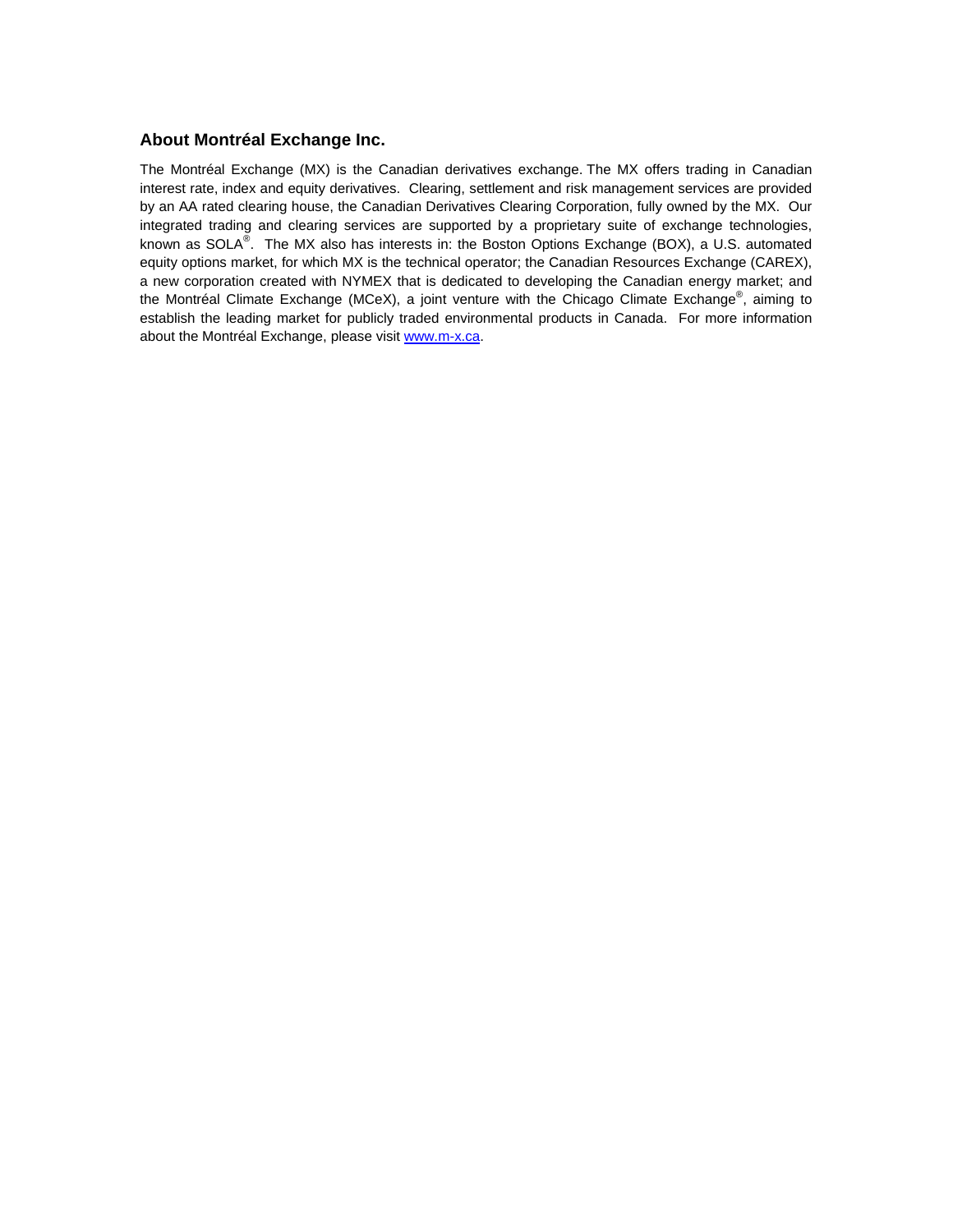## About Montréal Exchange Inc.

The Montréal Exchange (MX) is the Canadian derivatives exchange. The MX offers trading in Canadian interest rate, index and equity derivatives. Clearing, settlement and risk management services are provided by an AA rated clearing house, the Canadian Derivatives Clearing Corporation, fully owned by the MX. Our integrated trading and clearing services are supported by a proprietary suite of exchange technologies, known as SOLA®. The MX also has interests in: the Boston Options Exchange (BOX), a U.S. automated equity options market, for which MX is the technical operator; the Canadian Resources Exchange (CAREX), a new corporation created with NYMEX that is dedicated to developing the Canadian energy market; and the Montréal Climate Exchange (MCeX), a joint venture with the Chicago Climate Exchange®, aiming to establish the leading market for publicly traded environmental products in Canada. For more information about the Montréal Exchange, please visit [www.m-x.ca](http://www.m-x.ca).